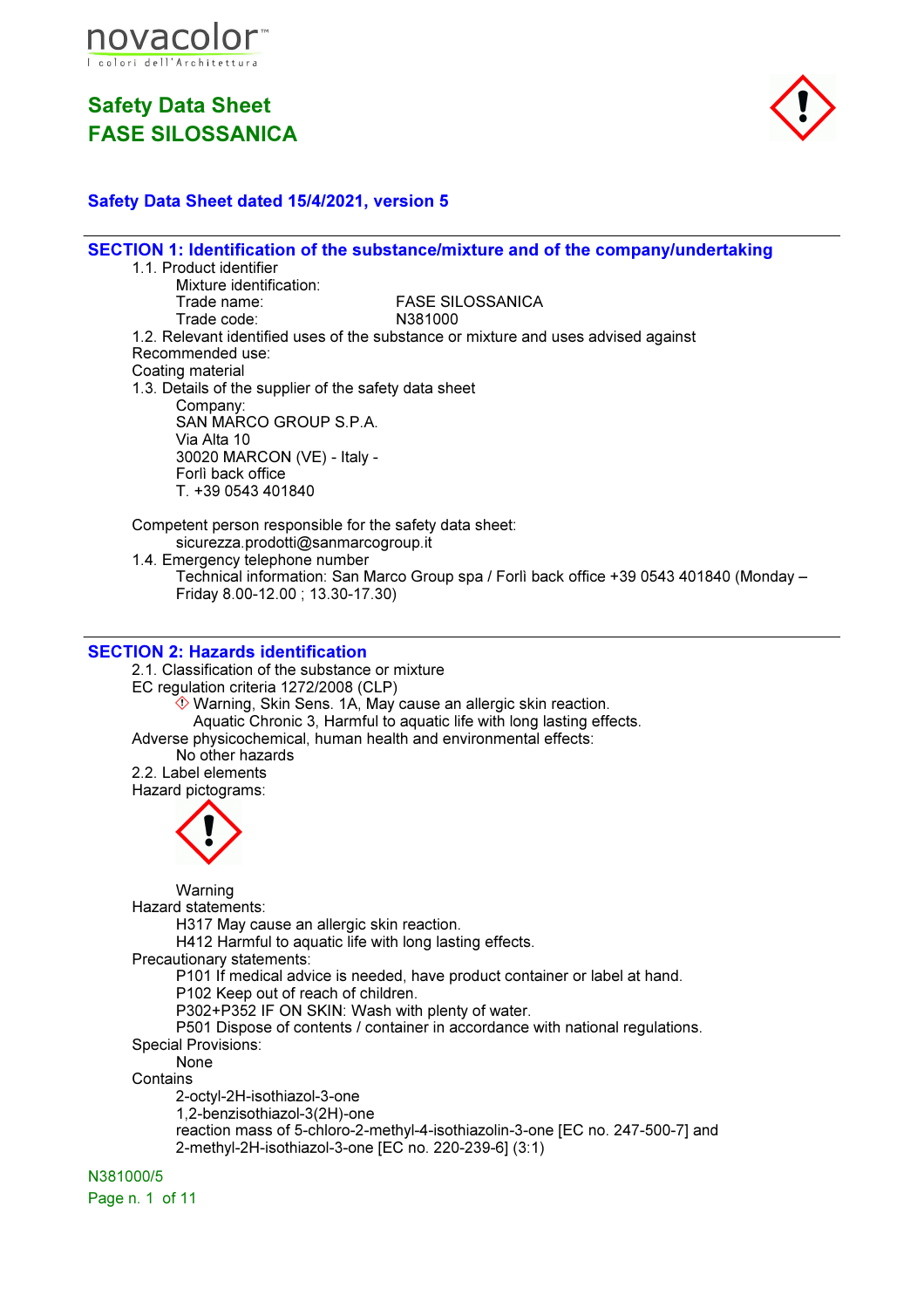# Safety Data Sheet
# FASE SILOSSANICA

**Safety Data Sheet dated 15/4/2021, version 5**

## SECTION 1: Identification of the substance/mixture and of the company/undertaking

1.1. Product identifier

Mixture identification:

Trade name: FASE SILOSSANICA

Trade code: N381000

1.2. Relevant identified uses of the substance or mixture and uses advised against

Recommended use:

Coating material

1.3. Details of the supplier of the safety data sheet

Company:

SAN MARCO GROUP S.P.A.
Via Alta 10
30020 MARCON (VE) - Italy -
Forlì back office
T. +39 0543 401840

Competent person responsible for the safety data sheet:

sicurezza.prodotti@sanmarcogroup.it

1.4. Emergency telephone number

Technical information: San Marco Group spa / Forlì back office +39 0543 401840 (Monday – Friday 8.00-12.00 ; 13.30-17.30)

## SECTION 2: Hazards identification

2.1. Classification of the substance or mixture

EC regulation criteria 1272/2008 (CLP)

Warning, Skin Sens. 1A, May cause an allergic skin reaction.
Aquatic Chronic 3, Harmful to aquatic life with long lasting effects.

Adverse physicochemical, human health and environmental effects:

No other hazards

2.2. Label elements

Hazard pictograms:

Warning

Hazard statements:

H317 May cause an allergic skin reaction.
H412 Harmful to aquatic life with long lasting effects.

Precautionary statements:

P101 If medical advice is needed, have product container or label at hand.
P102 Keep out of reach of children.
P302+P352 IF ON SKIN: Wash with plenty of water.
P501 Dispose of contents / container in accordance with national regulations.

Special Provisions:

None

Contains

2-octyl-2H-isothiazol-3-one
1,2-benzisothiazol-3(2H)-one
reaction mass of 5-chloro-2-methyl-4-isothiazolin-3-one [EC no. 247-500-7] and 2-methyl-2H-isothiazol-3-one [EC no. 220-239-6] (3:1)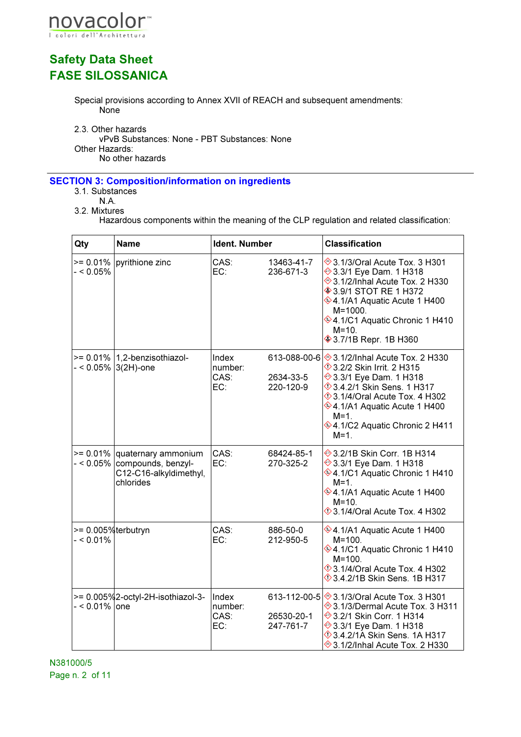Special provisions according to Annex XVII of REACH and subsequent amendments:

None

2.3. Other hazards

vPvB Substances: None - PBT Substances: None

Other Hazards:

No other hazards

## SECTION 3: Composition/information on ingredients

3.1. Substances

N.A.

3.2. Mixtures

Hazardous components within the meaning of the CLP regulation and related classification:

| Qty | Name | Ident. Number | Classification |
|---|---|---|---|
| >= 0.01% - < 0.05% | pyrithione zinc | CAS: 13463-41-7<br>EC: 236-671-3 | 3.1/3/Oral Acute Tox. 3 H301<br>3.3/1 Eye Dam. 1 H318<br>3.1/2/Inhal Acute Tox. 2 H330<br>3.9/1 STOT RE 1 H372<br>4.1/A1 Aquatic Acute 1 H400 M=1000.<br>4.1/C1 Aquatic Chronic 1 H410 M=10.<br>3.7/1B Repr. 1B H360 |
| >= 0.01% - < 0.05% | 1,2-benzisothiazol-3(2H)-one | Index number: 613-088-00-6<br>CAS: 2634-33-5<br>EC: 220-120-9 | 3.1/2/Inhal Acute Tox. 2 H330<br>3.2/2 Skin Irrit. 2 H315<br>3.3/1 Eye Dam. 1 H318<br>3.4.2/1 Skin Sens. 1 H317<br>3.1/4/Oral Acute Tox. 4 H302<br>4.1/A1 Aquatic Acute 1 H400 M=1.<br>4.1/C2 Aquatic Chronic 2 H411 M=1. |
| >= 0.01% - < 0.05% | quaternary ammonium compounds, benzyl-C12-C16-alkyldimethyl, chlorides | CAS: 68424-85-1<br>EC: 270-325-2 | 3.2/1B Skin Corr. 1B H314<br>3.3/1 Eye Dam. 1 H318<br>4.1/C1 Aquatic Chronic 1 H410 M=1.<br>4.1/A1 Aquatic Acute 1 H400 M=10.<br>3.1/4/Oral Acute Tox. 4 H302 |
| >= 0.005% - < 0.01% | terbutryn | CAS: 886-50-0<br>EC: 212-950-5 | 4.1/A1 Aquatic Acute 1 H400 M=100.<br>4.1/C1 Aquatic Chronic 1 H410 M=100.<br>3.1/4/Oral Acute Tox. 4 H302<br>3.4.2/1B Skin Sens. 1B H317 |
| >= 0.005% - < 0.01% | 2-octyl-2H-isothiazol-3-one | Index number: 613-112-00-5<br>CAS: 26530-20-1<br>EC: 247-761-7 | 3.1/3/Oral Acute Tox. 3 H301<br>3.1/3/Dermal Acute Tox. 3 H311<br>3.2/1 Skin Corr. 1 H314<br>3.3/1 Eye Dam. 1 H318<br>3.4.2/1A Skin Sens. 1A H317<br>3.1/2/Inhal Acute Tox. 2 H330 |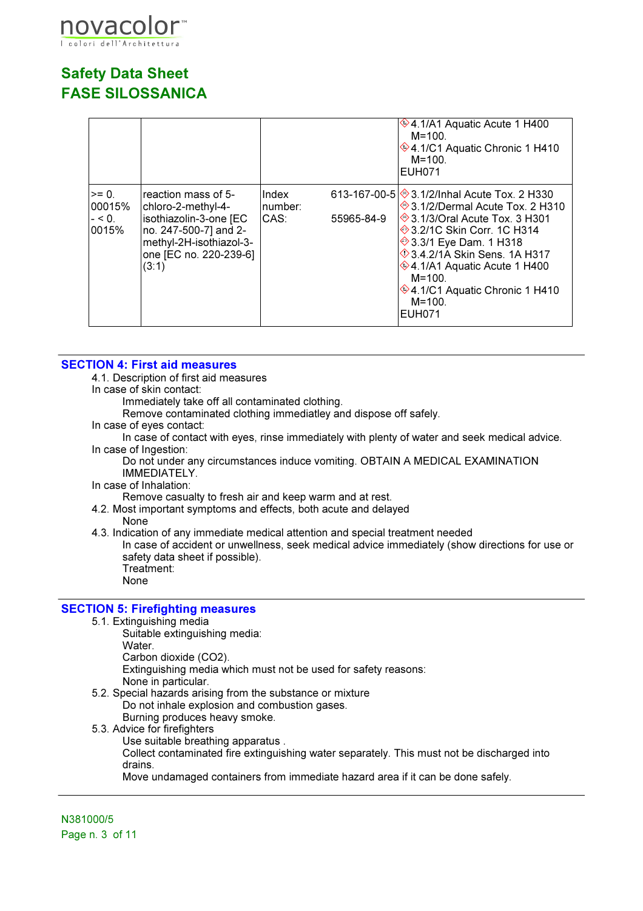| | | | |
|---|---|---|---|
| | | | 4.1/A1 Aquatic Acute 1 H400 M=100.<br>4.1/C1 Aquatic Chronic 1 H410 M=100.<br>EUH071 |
| >= 0.00015% - < 0.0015% | reaction mass of 5-chloro-2-methyl-4-isothiazolin-3-one [EC no. 247-500-7] and 2-methyl-2H-isothiazol-3-one [EC no. 220-239-6] (3:1) | Index number: 613-167-00-5<br>CAS: 55965-84-9 | 3.1/2/Inhal Acute Tox. 2 H330<br>3.1/2/Dermal Acute Tox. 2 H310<br>3.1/3/Oral Acute Tox. 3 H301<br>3.2/1C Skin Corr. 1C H314<br>3.3/1 Eye Dam. 1 H318<br>3.4.2/1A Skin Sens. 1A H317<br>4.1/A1 Aquatic Acute 1 H400 M=100.<br>4.1/C1 Aquatic Chronic 1 H410 M=100.<br>EUH071 |

## SECTION 4: First aid measures

4.1. Description of first aid measures

In case of skin contact:

Immediately take off all contaminated clothing.

Remove contaminated clothing immediatley and dispose off safely.

In case of eyes contact:

In case of contact with eyes, rinse immediately with plenty of water and seek medical advice.

In case of Ingestion:

Do not under any circumstances induce vomiting. OBTAIN A MEDICAL EXAMINATION IMMEDIATELY.

In case of Inhalation:

Remove casualty to fresh air and keep warm and at rest.

4.2. Most important symptoms and effects, both acute and delayed

None

4.3. Indication of any immediate medical attention and special treatment needed

In case of accident or unwellness, seek medical advice immediately (show directions for use or safety data sheet if possible).

Treatment:

None

## SECTION 5: Firefighting measures

5.1. Extinguishing media

Suitable extinguishing media:

Water.

Carbon dioxide ($CO_2$).

Extinguishing media which must not be used for safety reasons:

None in particular.

5.2. Special hazards arising from the substance or mixture

Do not inhale explosion and combustion gases.

Burning produces heavy smoke.

5.3. Advice for firefighters

Use suitable breathing apparatus .

Collect contaminated fire extinguishing water separately. This must not be discharged into drains.

Move undamaged containers from immediate hazard area if it can be done safely.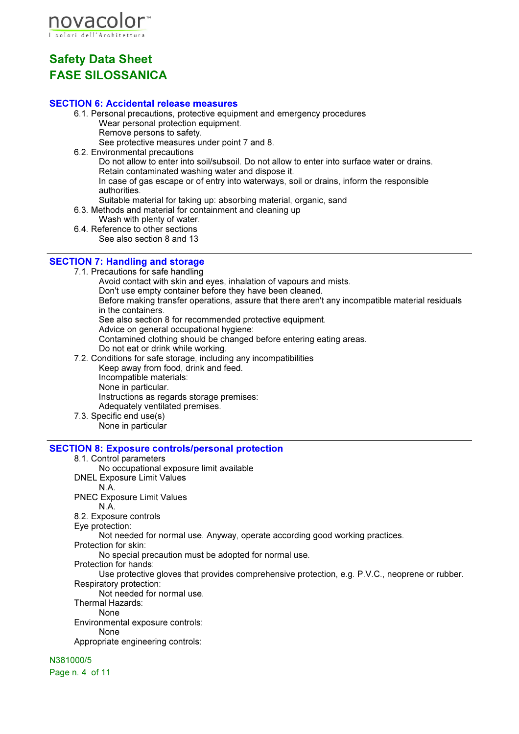# Safety Data Sheet
# FASE SILOSSANICA

## SECTION 6: Accidental release measures

6.1. Personal precautions, protective equipment and emergency procedures

Wear personal protection equipment.
Remove persons to safety.
See protective measures under point 7 and 8.

6.2. Environmental precautions

Do not allow to enter into soil/subsoil. Do not allow to enter into surface water or drains.
Retain contaminated washing water and dispose it.
In case of gas escape or of entry into waterways, soil or drains, inform the responsible authorities.
Suitable material for taking up: absorbing material, organic, sand

6.3. Methods and material for containment and cleaning up

Wash with plenty of water.

6.4. Reference to other sections

See also section 8 and 13

## SECTION 7: Handling and storage

7.1. Precautions for safe handling

Avoid contact with skin and eyes, inhalation of vapours and mists.
Don't use empty container before they have been cleaned.
Before making transfer operations, assure that there aren't any incompatible material residuals in the containers.
See also section 8 for recommended protective equipment.
Advice on general occupational hygiene:
Contamined clothing should be changed before entering eating areas.
Do not eat or drink while working.

7.2. Conditions for safe storage, including any incompatibilities

Keep away from food, drink and feed.
Incompatible materials:
None in particular.
Instructions as regards storage premises:
Adequately ventilated premises.

7.3. Specific end use(s)

None in particular

## SECTION 8: Exposure controls/personal protection

8.1. Control parameters

No occupational exposure limit available

DNEL Exposure Limit Values

N.A.

PNEC Exposure Limit Values

N.A.

8.2. Exposure controls

Eye protection:

Not needed for normal use. Anyway, operate according good working practices.

Protection for skin:

No special precaution must be adopted for normal use.

Protection for hands:

Use protective gloves that provides comprehensive protection, e.g. P.V.C., neoprene or rubber.

Respiratory protection:

Not needed for normal use.

Thermal Hazards:

None

Environmental exposure controls:

None

Appropriate engineering controls: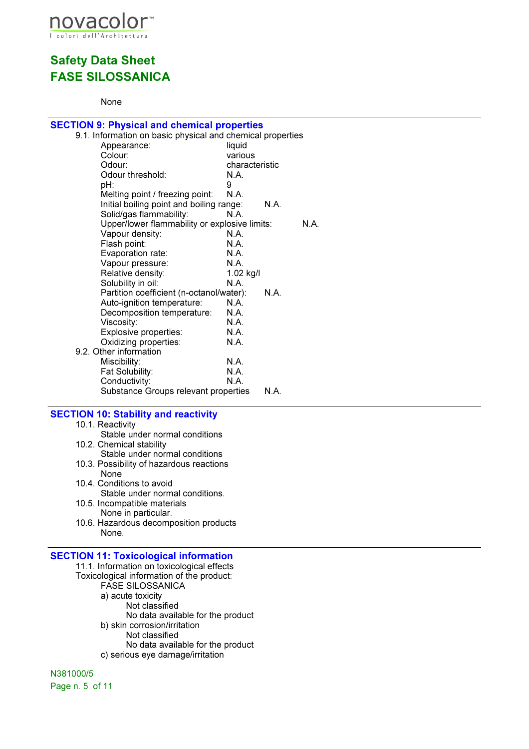None

## SECTION 9: Physical and chemical properties

9.1. Information on basic physical and chemical properties

| | |
|---|---|
| Appearance: | liquid |
| Colour: | various |
| Odour: | characteristic |
| Odour threshold: | N.A. |
| pH: | 9 |
| Melting point / freezing point: | N.A. |
| Initial boiling point and boiling range: | N.A. |
| Solid/gas flammability: | N.A. |
| Upper/lower flammability or explosive limits: | N.A. |
| Vapour density: | N.A. |
| Flash point: | N.A. |
| Evaporation rate: | N.A. |
| Vapour pressure: | N.A. |
| Relative density: | 1.02 kg/l |
| Solubility in oil: | N.A. |
| Partition coefficient (n-octanol/water): | N.A. |
| Auto-ignition temperature: | N.A. |
| Decomposition temperature: | N.A. |
| Viscosity: | N.A. |
| Explosive properties: | N.A. |
| Oxidizing properties: | N.A. |

9.2. Other information

| | |
|---|---|
| Miscibility: | N.A. |
| Fat Solubility: | N.A. |
| Conductivity: | N.A. |
| Substance Groups relevant properties | N.A. |

## SECTION 10: Stability and reactivity

10.1. Reactivity
Stable under normal conditions

10.2. Chemical stability
Stable under normal conditions

10.3. Possibility of hazardous reactions
None

10.4. Conditions to avoid
Stable under normal conditions.

10.5. Incompatible materials
None in particular.

10.6. Hazardous decomposition products
None.

## SECTION 11: Toxicological information

11.1. Information on toxicological effects

Toxicological information of the product:

FASE SILOSSANICA

a) acute toxicity
Not classified
No data available for the product

b) skin corrosion/irritation
Not classified
No data available for the product

c) serious eye damage/irritation

N381000/5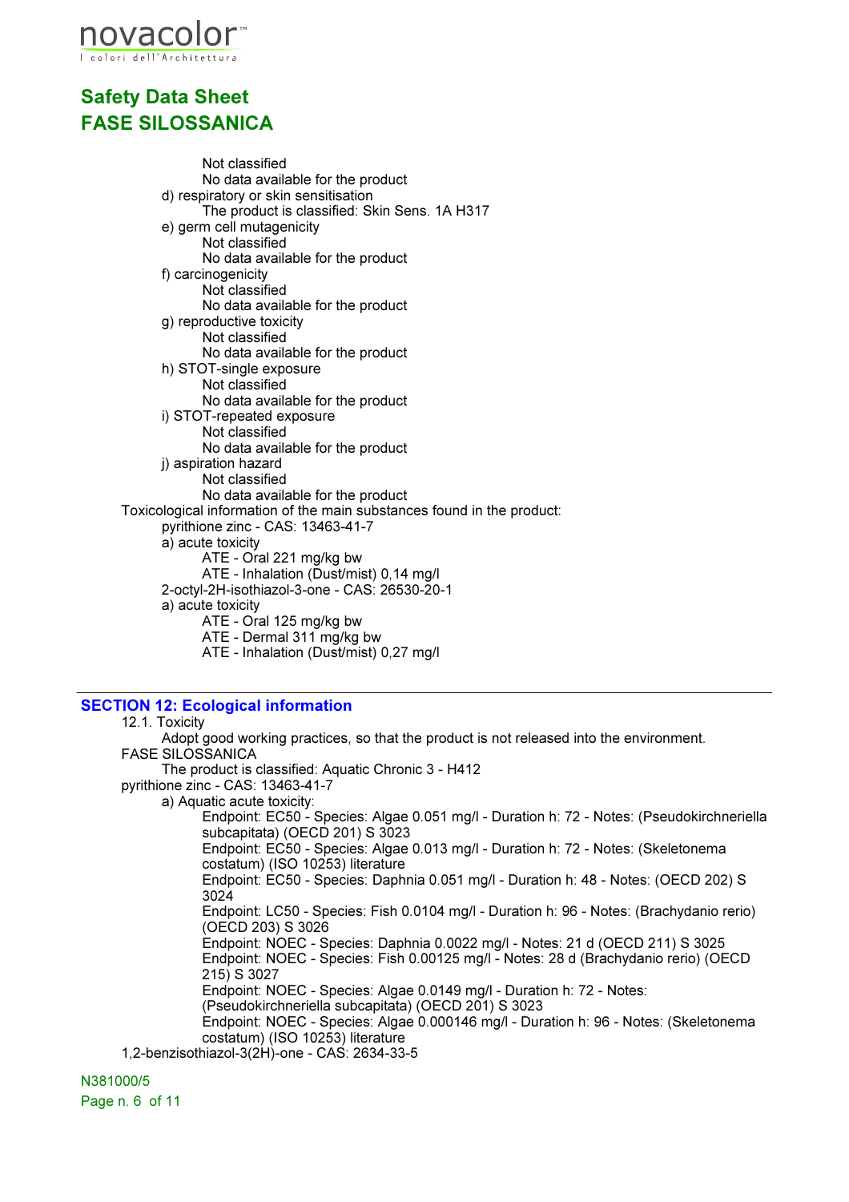Not classified
No data available for the product

d) respiratory or skin sensitisation
The product is classified: Skin Sens. 1A H317

e) germ cell mutagenicity
Not classified
No data available for the product

f) carcinogenicity
Not classified
No data available for the product

g) reproductive toxicity
Not classified
No data available for the product

h) STOT-single exposure
Not classified
No data available for the product

i) STOT-repeated exposure
Not classified
No data available for the product

j) aspiration hazard
Not classified
No data available for the product

Toxicological information of the main substances found in the product:

pyrithione zinc - CAS: 13463-41-7
a) acute toxicity
ATE - Oral 221 mg/kg bw
ATE - Inhalation (Dust/mist) 0,14 mg/l

2-octyl-2H-isothiazol-3-one - CAS: 26530-20-1
a) acute toxicity
ATE - Oral 125 mg/kg bw
ATE - Dermal 311 mg/kg bw
ATE - Inhalation (Dust/mist) 0,27 mg/l

## SECTION 12: Ecological information

12.1. Toxicity
Adopt good working practices, so that the product is not released into the environment.

FASE SILOSSANICA
The product is classified: Aquatic Chronic 3 - H412

pyrithione zinc - CAS: 13463-41-7
a) Aquatic acute toxicity:
Endpoint: EC50 - Species: Algae 0.051 mg/l - Duration h: 72 - Notes: (Pseudokirchneriella subcapitata) (OECD 201) S 3023
Endpoint: EC50 - Species: Algae 0.013 mg/l - Duration h: 72 - Notes: (Skeletonema costatum) (ISO 10253) literature
Endpoint: EC50 - Species: Daphnia 0.051 mg/l - Duration h: 48 - Notes: (OECD 202) S 3024
Endpoint: LC50 - Species: Fish 0.0104 mg/l - Duration h: 96 - Notes: (Brachydanio rerio) (OECD 203) S 3026
Endpoint: NOEC - Species: Daphnia 0.0022 mg/l - Notes: 21 d (OECD 211) S 3025
Endpoint: NOEC - Species: Fish 0.00125 mg/l - Notes: 28 d (Brachydanio rerio) (OECD 215) S 3027
Endpoint: NOEC - Species: Algae 0.0149 mg/l - Duration h: 72 - Notes: (Pseudokirchneriella subcapitata) (OECD 201) S 3023
Endpoint: NOEC - Species: Algae 0.000146 mg/l - Duration h: 96 - Notes: (Skeletonema costatum) (ISO 10253) literature

1,2-benzisothiazol-3(2H)-one - CAS: 2634-33-5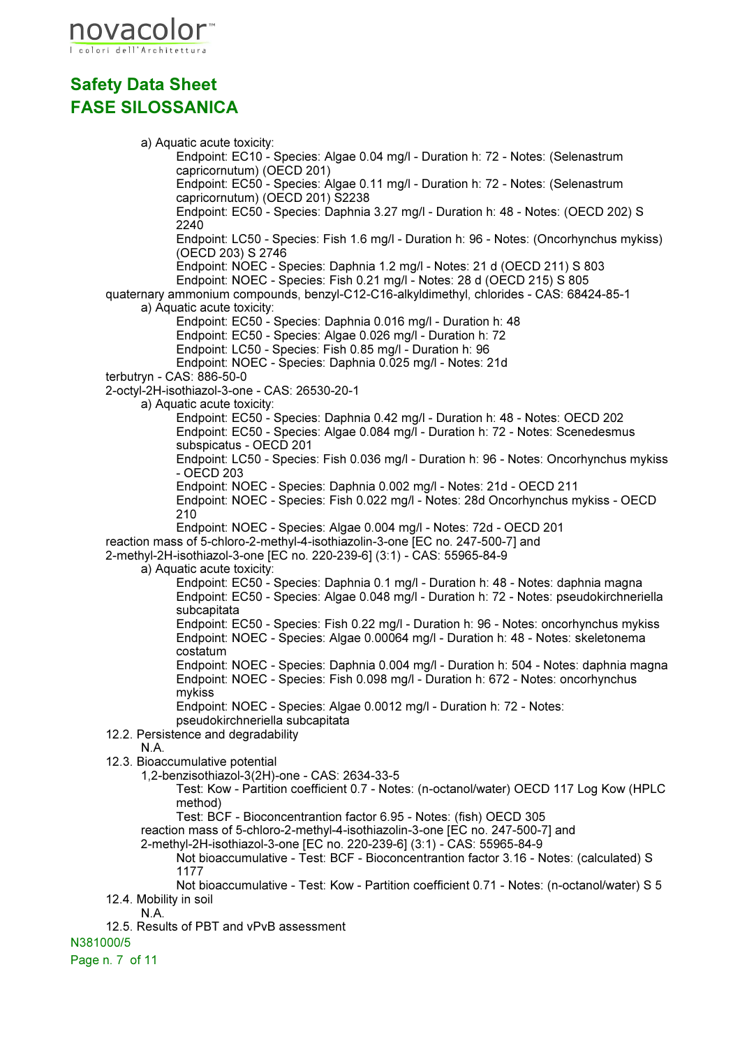a) Aquatic acute toxicity:

Endpoint: EC10 - Species: Algae 0.04 mg/l - Duration h: 72 - Notes: (Selenastrum capricornutum) (OECD 201)

Endpoint: EC50 - Species: Algae 0.11 mg/l - Duration h: 72 - Notes: (Selenastrum capricornutum) (OECD 201) S2238

Endpoint: EC50 - Species: Daphnia 3.27 mg/l - Duration h: 48 - Notes: (OECD 202) S 2240

Endpoint: LC50 - Species: Fish 1.6 mg/l - Duration h: 96 - Notes: (Oncorhynchus mykiss) (OECD 203) S 2746

Endpoint: NOEC - Species: Daphnia 1.2 mg/l - Notes: 21 d (OECD 211) S 803

Endpoint: NOEC - Species: Fish 0.21 mg/l - Notes: 28 d (OECD 215) S 805

quaternary ammonium compounds, benzyl-C12-C16-alkyldimethyl, chlorides - CAS: 68424-85-1

a) Aquatic acute toxicity:

Endpoint: EC50 - Species: Daphnia 0.016 mg/l - Duration h: 48

Endpoint: EC50 - Species: Algae 0.026 mg/l - Duration h: 72

Endpoint: LC50 - Species: Fish 0.85 mg/l - Duration h: 96

Endpoint: NOEC - Species: Daphnia 0.025 mg/l - Notes: 21d

terbutryn - CAS: 886-50-0

2-octyl-2H-isothiazol-3-one - CAS: 26530-20-1

a) Aquatic acute toxicity:

Endpoint: EC50 - Species: Daphnia 0.42 mg/l - Duration h: 48 - Notes: OECD 202

Endpoint: EC50 - Species: Algae 0.084 mg/l - Duration h: 72 - Notes: Scenedesmus subspicatus - OECD 201

Endpoint: LC50 - Species: Fish 0.036 mg/l - Duration h: 96 - Notes: Oncorhynchus mykiss - OECD 203

Endpoint: NOEC - Species: Daphnia 0.002 mg/l - Notes: 21d - OECD 211

Endpoint: NOEC - Species: Fish 0.022 mg/l - Notes: 28d Oncorhynchus mykiss - OECD 210

Endpoint: NOEC - Species: Algae 0.004 mg/l - Notes: 72d - OECD 201

reaction mass of 5-chloro-2-methyl-4-isothiazolin-3-one [EC no. 247-500-7] and 2-methyl-2H-isothiazol-3-one [EC no. 220-239-6] (3:1) - CAS: 55965-84-9

a) Aquatic acute toxicity:

Endpoint: EC50 - Species: Daphnia 0.1 mg/l - Duration h: 48 - Notes: daphnia magna

Endpoint: EC50 - Species: Algae 0.048 mg/l - Duration h: 72 - Notes: pseudokirchneriella subcapitata

Endpoint: EC50 - Species: Fish 0.22 mg/l - Duration h: 96 - Notes: oncorhynchus mykiss

Endpoint: NOEC - Species: Algae 0.00064 mg/l - Duration h: 48 - Notes: skeletonema costatum

Endpoint: NOEC - Species: Daphnia 0.004 mg/l - Duration h: 504 - Notes: daphnia magna

Endpoint: NOEC - Species: Fish 0.098 mg/l - Duration h: 672 - Notes: oncorhynchus mykiss

Endpoint: NOEC - Species: Algae 0.0012 mg/l - Duration h: 72 - Notes: pseudokirchneriella subcapitata

12.2. Persistence and degradability

N.A.

12.3. Bioaccumulative potential

1,2-benzisothiazol-3(2H)-one - CAS: 2634-33-5

Test: Kow - Partition coefficient 0.7 - Notes: (n-octanol/water) OECD 117 Log Kow (HPLC method)

Test: BCF - Bioconcentrantion factor 6.95 - Notes: (fish) OECD 305

reaction mass of 5-chloro-2-methyl-4-isothiazolin-3-one [EC no. 247-500-7] and 2-methyl-2H-isothiazol-3-one [EC no. 220-239-6] (3:1) - CAS: 55965-84-9

Not bioaccumulative - Test: BCF - Bioconcentrantion factor 3.16 - Notes: (calculated) S 1177

Not bioaccumulative - Test: Kow - Partition coefficient 0.71 - Notes: (n-octanol/water) S 5

12.4. Mobility in soil

N.A.

12.5. Results of PBT and vPvB assessment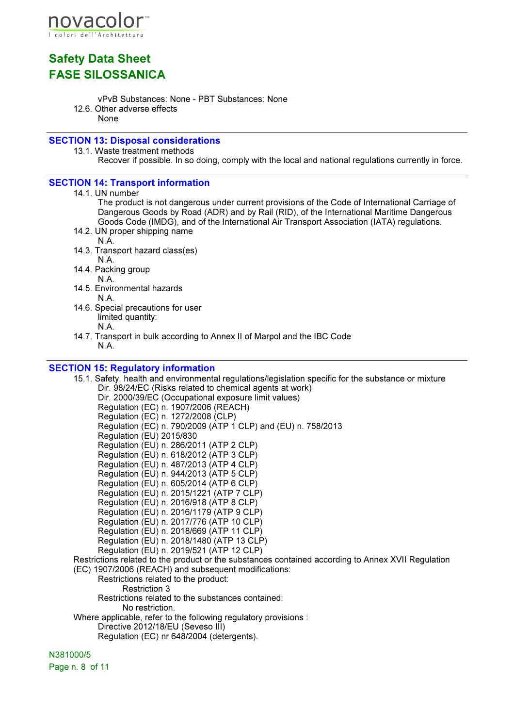vPvB Substances: None - PBT Substances: None

12.6. Other adverse effects

None

## SECTION 13: Disposal considerations

13.1. Waste treatment methods

Recover if possible. In so doing, comply with the local and national regulations currently in force.

## SECTION 14: Transport information

14.1. UN number

The product is not dangerous under current provisions of the Code of International Carriage of Dangerous Goods by Road (ADR) and by Rail (RID), of the International Maritime Dangerous Goods Code (IMDG), and of the International Air Transport Association (IATA) regulations.

14.2. UN proper shipping name

N.A.

14.3. Transport hazard class(es)

N.A.

14.4. Packing group

N.A.

14.5. Environmental hazards

N.A.

14.6. Special precautions for user

limited quantity:

N.A.

14.7. Transport in bulk according to Annex II of Marpol and the IBC Code

N.A.

## SECTION 15: Regulatory information

15.1. Safety, health and environmental regulations/legislation specific for the substance or mixture

Dir. 98/24/EC (Risks related to chemical agents at work)
Dir. 2000/39/EC (Occupational exposure limit values)
Regulation (EC) n. 1907/2006 (REACH)
Regulation (EC) n. 1272/2008 (CLP)
Regulation (EC) n. 790/2009 (ATP 1 CLP) and (EU) n. 758/2013
Regulation (EU) 2015/830
Regulation (EU) n. 286/2011 (ATP 2 CLP)
Regulation (EU) n. 618/2012 (ATP 3 CLP)
Regulation (EU) n. 487/2013 (ATP 4 CLP)
Regulation (EU) n. 944/2013 (ATP 5 CLP)
Regulation (EU) n. 605/2014 (ATP 6 CLP)
Regulation (EU) n. 2015/1221 (ATP 7 CLP)
Regulation (EU) n. 2016/918 (ATP 8 CLP)
Regulation (EU) n. 2016/1179 (ATP 9 CLP)
Regulation (EU) n. 2017/776 (ATP 10 CLP)
Regulation (EU) n. 2018/669 (ATP 11 CLP)
Regulation (EU) n. 2018/1480 (ATP 13 CLP)
Regulation (EU) n. 2019/521 (ATP 12 CLP)

Restrictions related to the product or the substances contained according to Annex XVII Regulation (EC) 1907/2006 (REACH) and subsequent modifications:

Restrictions related to the product:

Restriction 3

Restrictions related to the substances contained:

No restriction.

Where applicable, refer to the following regulatory provisions :

Directive 2012/18/EU (Seveso III)
Regulation (EC) nr 648/2004 (detergents).

N381000/5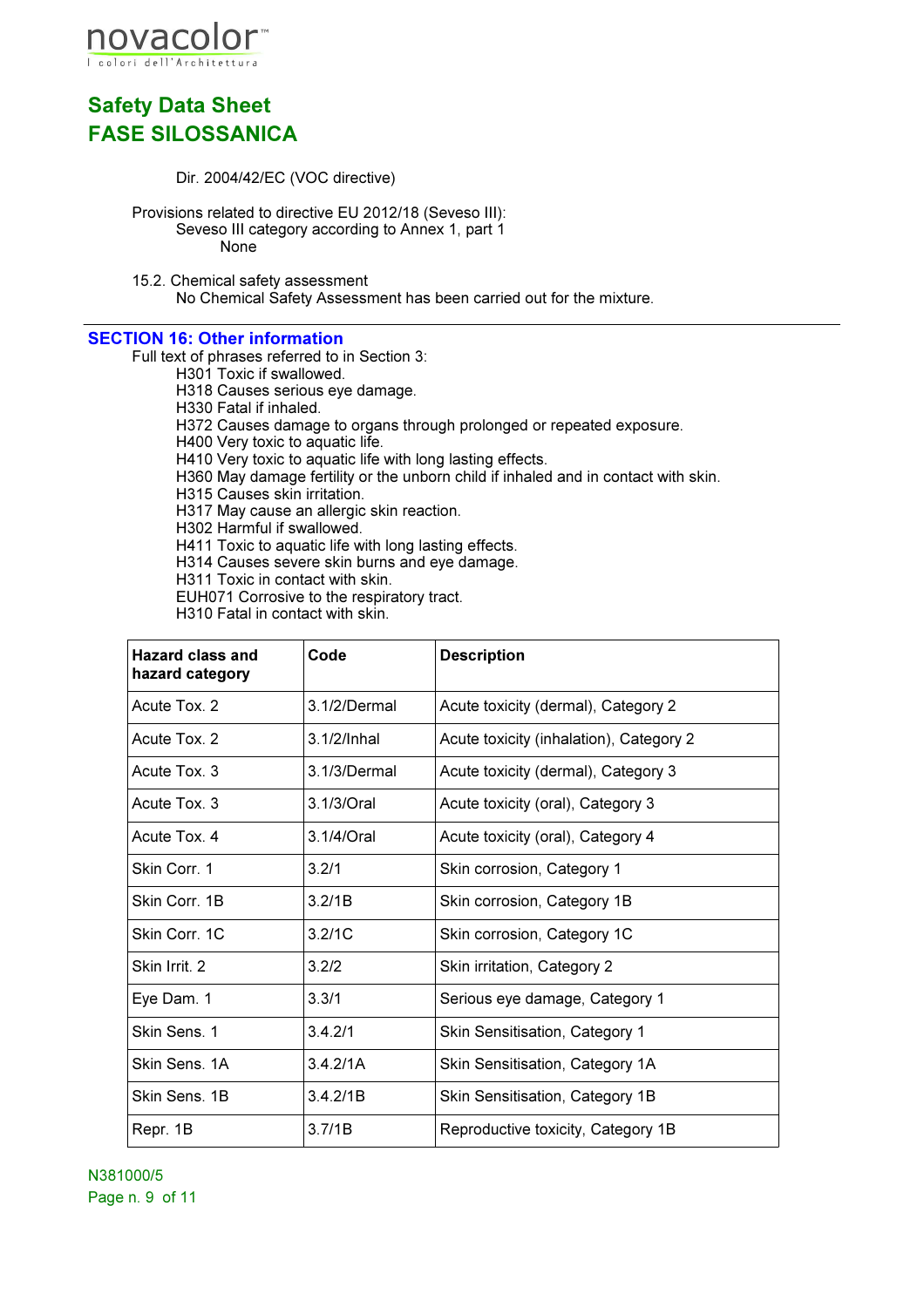Dir. 2004/42/EC (VOC directive)

Provisions related to directive EU 2012/18 (Seveso III):

Seveso III category according to Annex 1, part 1

None

15.2. Chemical safety assessment

No Chemical Safety Assessment has been carried out for the mixture.

## SECTION 16: Other information

Full text of phrases referred to in Section 3:

H301 Toxic if swallowed.
H318 Causes serious eye damage.
H330 Fatal if inhaled.
H372 Causes damage to organs through prolonged or repeated exposure.
H400 Very toxic to aquatic life.
H410 Very toxic to aquatic life with long lasting effects.
H360 May damage fertility or the unborn child if inhaled and in contact with skin.
H315 Causes skin irritation.
H317 May cause an allergic skin reaction.
H302 Harmful if swallowed.
H411 Toxic to aquatic life with long lasting effects.
H314 Causes severe skin burns and eye damage.
H311 Toxic in contact with skin.
EUH071 Corrosive to the respiratory tract.
H310 Fatal in contact with skin.

| Hazard class and hazard category | Code | Description |
|---|---|---|
| Acute Tox. 2 | 3.1/2/Dermal | Acute toxicity (dermal), Category 2 |
| Acute Tox. 2 | 3.1/2/Inhal | Acute toxicity (inhalation), Category 2 |
| Acute Tox. 3 | 3.1/3/Dermal | Acute toxicity (dermal), Category 3 |
| Acute Tox. 3 | 3.1/3/Oral | Acute toxicity (oral), Category 3 |
| Acute Tox. 4 | 3.1/4/Oral | Acute toxicity (oral), Category 4 |
| Skin Corr. 1 | 3.2/1 | Skin corrosion, Category 1 |
| Skin Corr. 1B | 3.2/1B | Skin corrosion, Category 1B |
| Skin Corr. 1C | 3.2/1C | Skin corrosion, Category 1C |
| Skin Irrit. 2 | 3.2/2 | Skin irritation, Category 2 |
| Eye Dam. 1 | 3.3/1 | Serious eye damage, Category 1 |
| Skin Sens. 1 | 3.4.2/1 | Skin Sensitisation, Category 1 |
| Skin Sens. 1A | 3.4.2/1A | Skin Sensitisation, Category 1A |
| Skin Sens. 1B | 3.4.2/1B | Skin Sensitisation, Category 1B |
| Repr. 1B | 3.7/1B | Reproductive toxicity, Category 1B |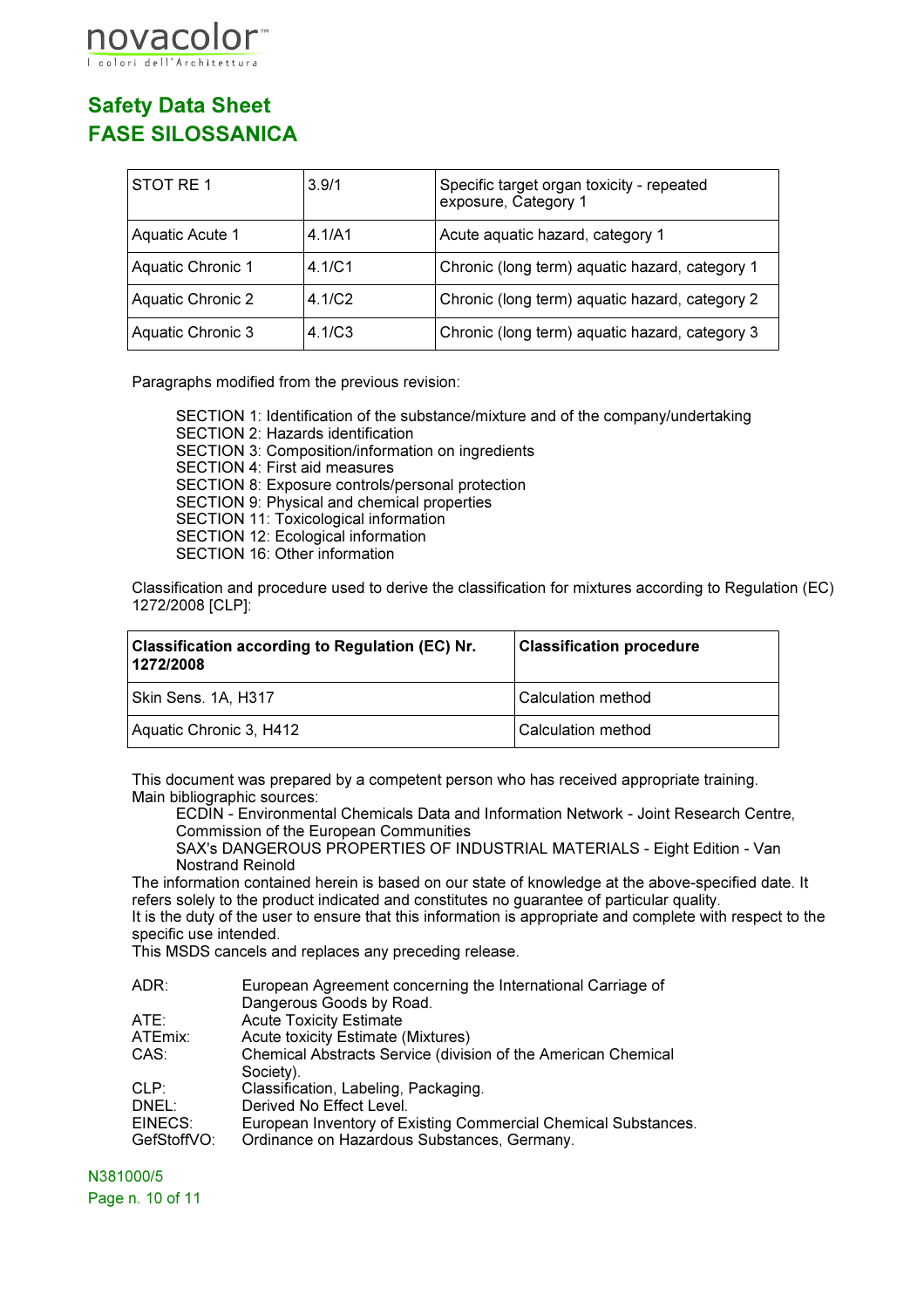| STOT RE 1 | 3.9/1 | Specific target organ toxicity - repeated exposure, Category 1 |
|---|---|---|
| Aquatic Acute 1 | 4.1/A1 | Acute aquatic hazard, category 1 |
| Aquatic Chronic 1 | 4.1/C1 | Chronic (long term) aquatic hazard, category 1 |
| Aquatic Chronic 2 | 4.1/C2 | Chronic (long term) aquatic hazard, category 2 |
| Aquatic Chronic 3 | 4.1/C3 | Chronic (long term) aquatic hazard, category 3 |

Paragraphs modified from the previous revision:

SECTION 1: Identification of the substance/mixture and of the company/undertaking
SECTION 2: Hazards identification
SECTION 3: Composition/information on ingredients
SECTION 4: First aid measures
SECTION 8: Exposure controls/personal protection
SECTION 9: Physical and chemical properties
SECTION 11: Toxicological information
SECTION 12: Ecological information
SECTION 16: Other information

Classification and procedure used to derive the classification for mixtures according to Regulation (EC) 1272/2008 [CLP]:

| **Classification according to Regulation (EC) Nr. 1272/2008** | **Classification procedure** |
|---|---|
| Skin Sens. 1A, H317 | Calculation method |
| Aquatic Chronic 3, H412 | Calculation method |

This document was prepared by a competent person who has received appropriate training.
Main bibliographic sources:
ECDIN - Environmental Chemicals Data and Information Network - Joint Research Centre, Commission of the European Communities
SAX's DANGEROUS PROPERTIES OF INDUSTRIAL MATERIALS - Eight Edition - Van Nostrand Reinold
The information contained herein is based on our state of knowledge at the above-specified date. It refers solely to the product indicated and constitutes no guarantee of particular quality.
It is the duty of the user to ensure that this information is appropriate and complete with respect to the specific use intended.
This MSDS cancels and replaces any preceding release.

ADR: European Agreement concerning the International Carriage of Dangerous Goods by Road.
ATE: Acute Toxicity Estimate
ATEmix: Acute toxicity Estimate (Mixtures)
CAS: Chemical Abstracts Service (division of the American Chemical Society).
CLP: Classification, Labeling, Packaging.
DNEL: Derived No Effect Level.
EINECS: European Inventory of Existing Commercial Chemical Substances.
GefStoffVO: Ordinance on Hazardous Substances, Germany.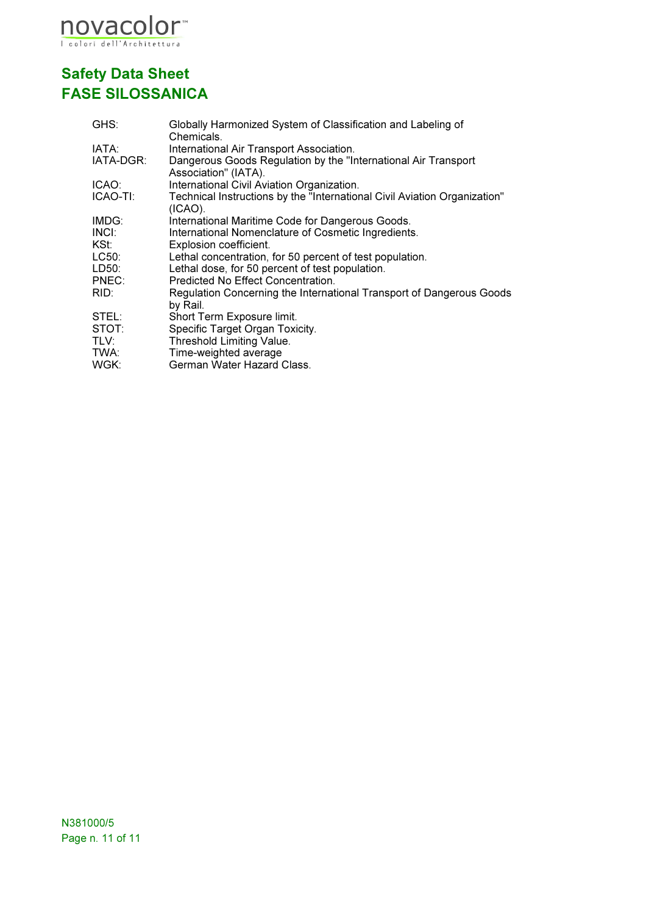GHS: Globally Harmonized System of Classification and Labeling of Chemicals.
IATA: International Air Transport Association.
IATA-DGR: Dangerous Goods Regulation by the "International Air Transport Association" (IATA).
ICAO: International Civil Aviation Organization.
ICAO-TI: Technical Instructions by the "International Civil Aviation Organization" (ICAO).
IMDG: International Maritime Code for Dangerous Goods.
INCI: International Nomenclature of Cosmetic Ingredients.
KSt: Explosion coefficient.
LC50: Lethal concentration, for 50 percent of test population.
LD50: Lethal dose, for 50 percent of test population.
PNEC: Predicted No Effect Concentration.
RID: Regulation Concerning the International Transport of Dangerous Goods by Rail.
STEL: Short Term Exposure limit.
STOT: Specific Target Organ Toxicity.
TLV: Threshold Limiting Value.
TWA: Time-weighted average
WGK: German Water Hazard Class.